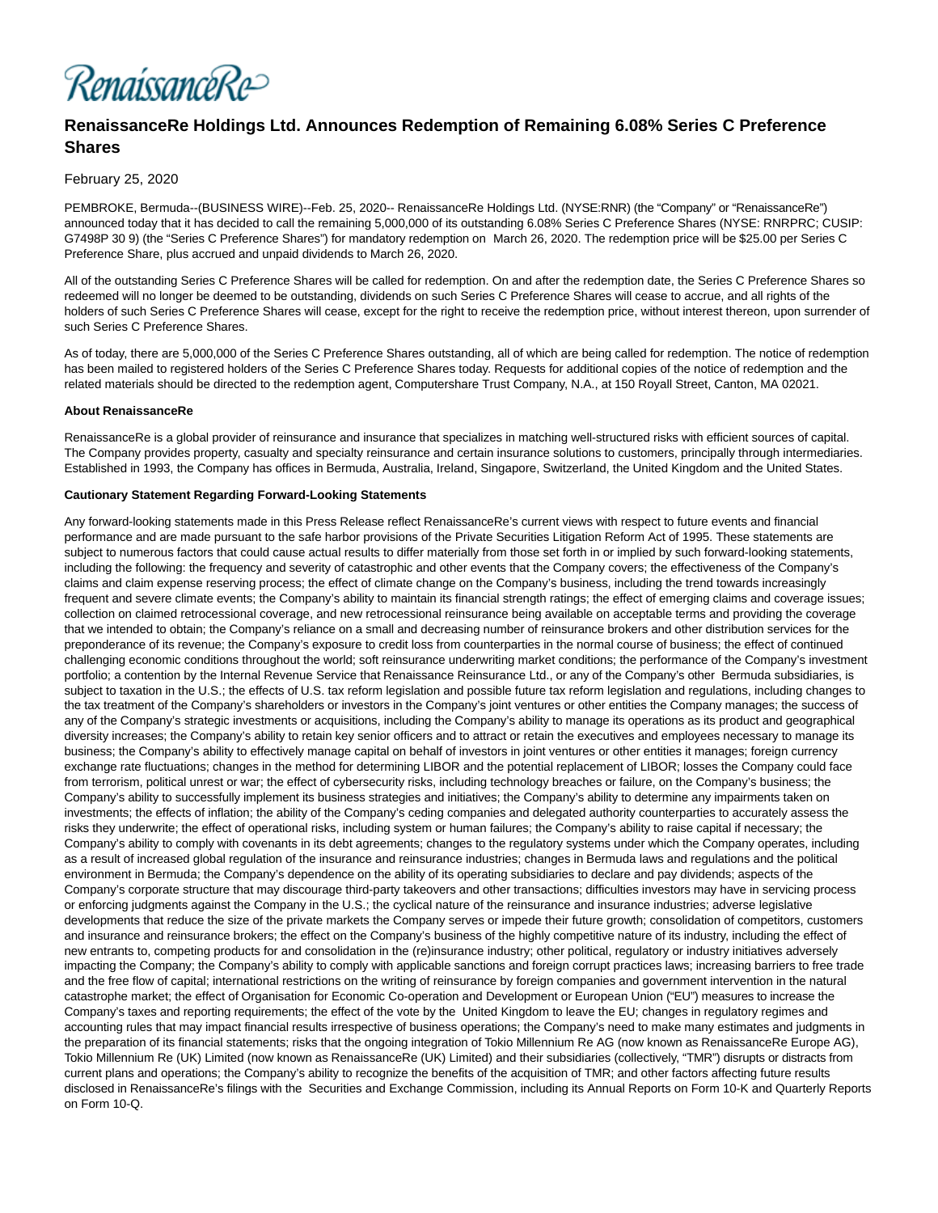RenaissanceRe

# RenaissanceRe Holdings Ltd. Announces Redemption of Remaining 6.08% Series C Preference Shares

February 25, 2020

PEMBROKE, Bermuda--(BUSINESS WIRE)--Feb. 25, 2020-- RenaissanceRe Holdings Ltd. (NYSE:RNR) (the "Company" or "RenaissanceRe") announced today that it has decided to call the remaining 5,000,000 of its outstanding 6.08% Series C Preference Shares (NYSE: RNRPRC; CUSIP: G7498P 30 9) (the "Series C Preference Shares") for mandatory redemption on March 26, 2020. The redemption price will be $25.00 per Series C Preference Share, plus accrued and unpaid dividends to March 26, 2020.

All of the outstanding Series C Preference Shares will be called for redemption. On and after the redemption date, the Series C Preference Shares so redeemed will no longer be deemed to be outstanding, dividends on such Series C Preference Shares will cease to accrue, and all rights of the holders of such Series C Preference Shares will cease, except for the right to receive the redemption price, without interest thereon, upon surrender of such Series C Preference Shares.

As of today, there are 5,000,000 of the Series C Preference Shares outstanding, all of which are being called for redemption. The notice of redemption has been mailed to registered holders of the Series C Preference Shares today. Requests for additional copies of the notice of redemption and the related materials should be directed to the redemption agent, Computershare Trust Company, N.A., at 150 Royall Street, Canton, MA 02021.

**About RenaissanceRe**

RenaissanceRe is a global provider of reinsurance and insurance that specializes in matching well-structured risks with efficient sources of capital. The Company provides property, casualty and specialty reinsurance and certain insurance solutions to customers, principally through intermediaries. Established in 1993, the Company has offices in Bermuda, Australia, Ireland, Singapore, Switzerland, the United Kingdom and the United States.

**Cautionary Statement Regarding Forward-Looking Statements**

Any forward-looking statements made in this Press Release reflect RenaissanceRe's current views with respect to future events and financial performance and are made pursuant to the safe harbor provisions of the Private Securities Litigation Reform Act of 1995. These statements are subject to numerous factors that could cause actual results to differ materially from those set forth in or implied by such forward-looking statements, including the following: the frequency and severity of catastrophic and other events that the Company covers; the effectiveness of the Company's claims and claim expense reserving process; the effect of climate change on the Company's business, including the trend towards increasingly frequent and severe climate events; the Company's ability to maintain its financial strength ratings; the effect of emerging claims and coverage issues; collection on claimed retrocessional coverage, and new retrocessional reinsurance being available on acceptable terms and providing the coverage that we intended to obtain; the Company's reliance on a small and decreasing number of reinsurance brokers and other distribution services for the preponderance of its revenue; the Company's exposure to credit loss from counterparties in the normal course of business; the effect of continued challenging economic conditions throughout the world; soft reinsurance underwriting market conditions; the performance of the Company's investment portfolio; a contention by the Internal Revenue Service that Renaissance Reinsurance Ltd., or any of the Company's other Bermuda subsidiaries, is subject to taxation in the U.S.; the effects of U.S. tax reform legislation and possible future tax reform legislation and regulations, including changes to the tax treatment of the Company's shareholders or investors in the Company's joint ventures or other entities the Company manages; the success of any of the Company's strategic investments or acquisitions, including the Company's ability to manage its operations as its product and geographical diversity increases; the Company's ability to retain key senior officers and to attract or retain the executives and employees necessary to manage its business; the Company's ability to effectively manage capital on behalf of investors in joint ventures or other entities it manages; foreign currency exchange rate fluctuations; changes in the method for determining LIBOR and the potential replacement of LIBOR; losses the Company could face from terrorism, political unrest or war; the effect of cybersecurity risks, including technology breaches or failure, on the Company's business; the Company's ability to successfully implement its business strategies and initiatives; the Company's ability to determine any impairments taken on investments; the effects of inflation; the ability of the Company's ceding companies and delegated authority counterparties to accurately assess the risks they underwrite; the effect of operational risks, including system or human failures; the Company's ability to raise capital if necessary; the Company's ability to comply with covenants in its debt agreements; changes to the regulatory systems under which the Company operates, including as a result of increased global regulation of the insurance and reinsurance industries; changes in Bermuda laws and regulations and the political environment in Bermuda; the Company's dependence on the ability of its operating subsidiaries to declare and pay dividends; aspects of the Company's corporate structure that may discourage third-party takeovers and other transactions; difficulties investors may have in servicing process or enforcing judgments against the Company in the U.S.; the cyclical nature of the reinsurance and insurance industries; adverse legislative developments that reduce the size of the private markets the Company serves or impede their future growth; consolidation of competitors, customers and insurance and reinsurance brokers; the effect on the Company's business of the highly competitive nature of its industry, including the effect of new entrants to, competing products for and consolidation in the (re)insurance industry; other political, regulatory or industry initiatives adversely impacting the Company; the Company's ability to comply with applicable sanctions and foreign corrupt practices laws; increasing barriers to free trade and the free flow of capital; international restrictions on the writing of reinsurance by foreign companies and government intervention in the natural catastrophe market; the effect of Organisation for Economic Co-operation and Development or European Union ("EU") measures to increase the Company's taxes and reporting requirements; the effect of the vote by the United Kingdom to leave the EU; changes in regulatory regimes and accounting rules that may impact financial results irrespective of business operations; the Company's need to make many estimates and judgments in the preparation of its financial statements; risks that the ongoing integration of Tokio Millennium Re AG (now known as RenaissanceRe Europe AG), Tokio Millennium Re (UK) Limited (now known as RenaissanceRe (UK) Limited) and their subsidiaries (collectively, "TMR") disrupts or distracts from current plans and operations; the Company's ability to recognize the benefits of the acquisition of TMR; and other factors affecting future results disclosed in RenaissanceRe's filings with the Securities and Exchange Commission, including its Annual Reports on Form 10-K and Quarterly Reports on Form 10-Q.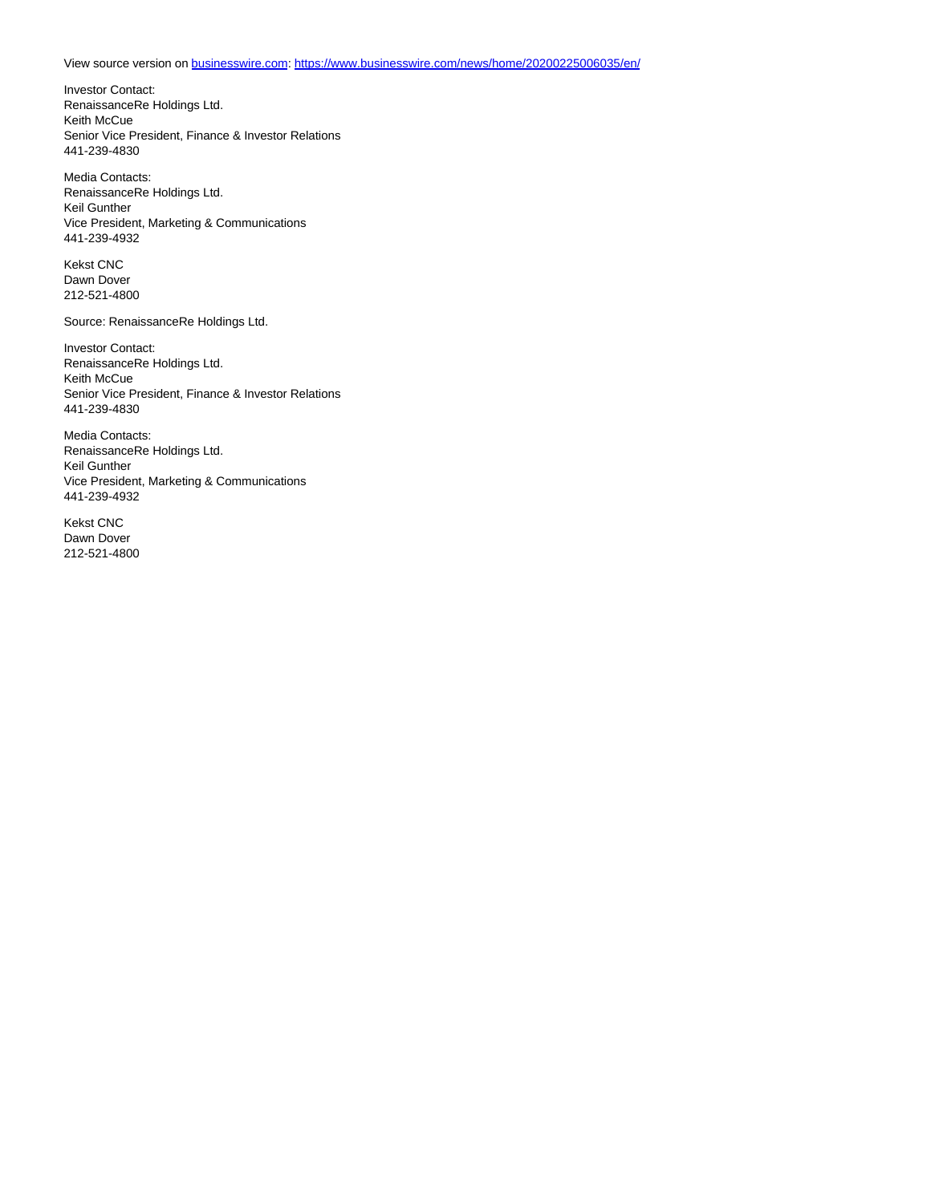View source version on [businesswire.com](https://www.businesswire.com): [https://www.businesswire.com/news/home/20200225006035/en/](https://www.businesswire.com/news/home/20200225006035/en/)

Investor Contact:
RenaissanceRe Holdings Ltd.
Keith McCue
Senior Vice President, Finance & Investor Relations
441-239-4830

Media Contacts:
RenaissanceRe Holdings Ltd.
Keil Gunther
Vice President, Marketing & Communications
441-239-4932

Kekst CNC
Dawn Dover
212-521-4800

Source: RenaissanceRe Holdings Ltd.

Investor Contact:
RenaissanceRe Holdings Ltd.
Keith McCue
Senior Vice President, Finance & Investor Relations
441-239-4830

Media Contacts:
RenaissanceRe Holdings Ltd.
Keil Gunther
Vice President, Marketing & Communications
441-239-4932

Kekst CNC
Dawn Dover
212-521-4800